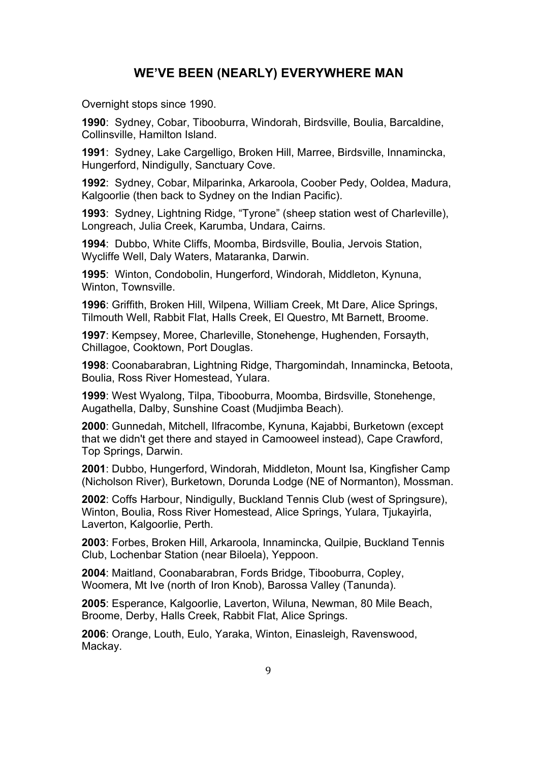## WE'VE BEEN (NEARLY) EVERYWHERE MAN

Overnight stops since 1990.

**1990**: Sydney, Cobar, Tibooburra, Windorah, Birdsville, Boulia, Barcaldine, Collinsville, Hamilton Island.

**1991**: Sydney, Lake Cargelligo, Broken Hill, Marree, Birdsville, Innamincka, Hungerford, Nindigully, Sanctuary Cove.

**1992**: Sydney, Cobar, Milparinka, Arkaroola, Coober Pedy, Ooldea, Madura, Kalgoorlie (then back to Sydney on the Indian Pacific).

**1993**: Sydney, Lightning Ridge, "Tyrone" (sheep station west of Charleville), Longreach, Julia Creek, Karumba, Undara, Cairns.

**1994**: Dubbo, White Cliffs, Moomba, Birdsville, Boulia, Jervois Station, Wycliffe Well, Daly Waters, Mataranka, Darwin.

**1995**: Winton, Condobolin, Hungerford, Windorah, Middleton, Kynuna, Winton, Townsville.

**1996**: Griffith, Broken Hill, Wilpena, William Creek, Mt Dare, Alice Springs, Tilmouth Well, Rabbit Flat, Halls Creek, El Questro, Mt Barnett, Broome.

**1997**: Kempsey, Moree, Charleville, Stonehenge, Hughenden, Forsayth, Chillagoe, Cooktown, Port Douglas.

**1998**: Coonabarabran, Lightning Ridge, Thargomindah, Innamincka, Betoota, Boulia, Ross River Homestead, Yulara.

**1999**: West Wyalong, Tilpa, Tibooburra, Moomba, Birdsville, Stonehenge, Augathella, Dalby, Sunshine Coast (Mudjimba Beach).

**2000**: Gunnedah, Mitchell, Ilfracombe, Kynuna, Kajabbi, Burketown (except that we didn't get there and stayed in Camooweel instead), Cape Crawford, Top Springs, Darwin.

**2001**: Dubbo, Hungerford, Windorah, Middleton, Mount Isa, Kingfisher Camp (Nicholson River), Burketown, Dorunda Lodge (NE of Normanton), Mossman.

**2002**: Coffs Harbour, Nindigully, Buckland Tennis Club (west of Springsure), Winton, Boulia, Ross River Homestead, Alice Springs, Yulara, Tjukayirla, Laverton, Kalgoorlie, Perth.

**2003**: Forbes, Broken Hill, Arkaroola, Innamincka, Quilpie, Buckland Tennis Club, Lochenbar Station (near Biloela), Yeppoon.

**2004**: Maitland, Coonabarabran, Fords Bridge, Tibooburra, Copley, Woomera, Mt Ive (north of Iron Knob), Barossa Valley (Tanunda).

**2005**: Esperance, Kalgoorlie, Laverton, Wiluna, Newman, 80 Mile Beach, Broome, Derby, Halls Creek, Rabbit Flat, Alice Springs.

**2006**: Orange, Louth, Eulo, Yaraka, Winton, Einasleigh, Ravenswood, Mackay.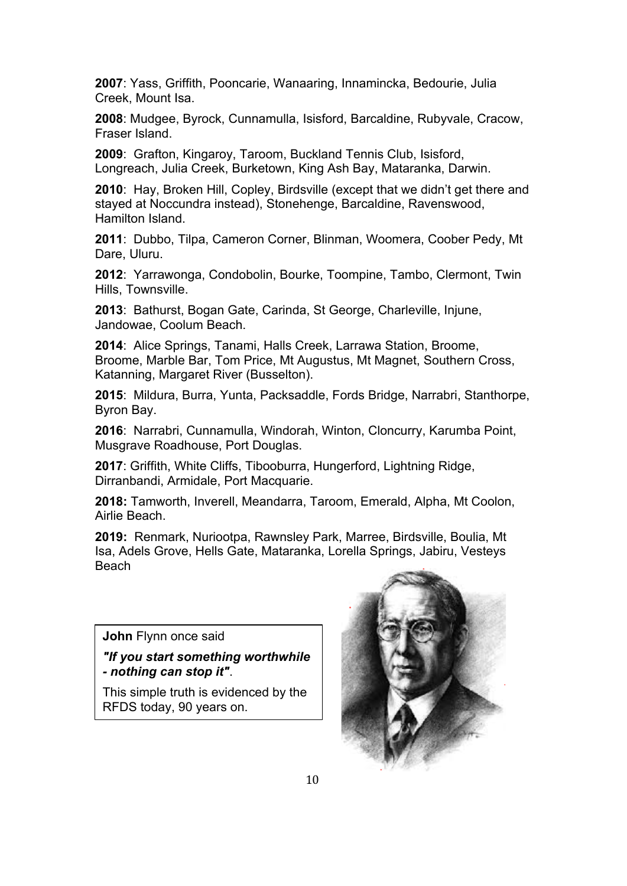**2007**: Yass, Griffith, Pooncarie, Wanaaring, Innamincka, Bedourie, Julia Creek, Mount Isa.

**2008**: Mudgee, Byrock, Cunnamulla, Isisford, Barcaldine, Rubyvale, Cracow, Fraser Island.

**2009**: Grafton, Kingaroy, Taroom, Buckland Tennis Club, Isisford, Longreach, Julia Creek, Burketown, King Ash Bay, Mataranka, Darwin.

**2010**: Hay, Broken Hill, Copley, Birdsville (except that we didn't get there and stayed at Noccundra instead), Stonehenge, Barcaldine, Ravenswood, Hamilton Island.

**2011**: Dubbo, Tilpa, Cameron Corner, Blinman, Woomera, Coober Pedy, Mt Dare, Uluru.

**2012**: Yarrawonga, Condobolin, Bourke, Toompine, Tambo, Clermont, Twin Hills, Townsville.

**2013**: Bathurst, Bogan Gate, Carinda, St George, Charleville, Injune, Jandowae, Coolum Beach.

**2014**: Alice Springs, Tanami, Halls Creek, Larrawa Station, Broome, Broome, Marble Bar, Tom Price, Mt Augustus, Mt Magnet, Southern Cross, Katanning, Margaret River (Busselton).

**2015**: Mildura, Burra, Yunta, Packsaddle, Fords Bridge, Narrabri, Stanthorpe, Byron Bay.

**2016**: Narrabri, Cunnamulla, Windorah, Winton, Cloncurry, Karumba Point, Musgrave Roadhouse, Port Douglas.

**2017**: Griffith, White Cliffs, Tibooburra, Hungerford, Lightning Ridge, Dirranbandi, Armidale, Port Macquarie.

**2018:** Tamworth, Inverell, Meandarra, Taroom, Emerald, Alpha, Mt Coolon, Airlie Beach.

**2019:** Renmark, Nuriootpa, Rawnsley Park, Marree, Birdsville, Boulia, Mt Isa, Adels Grove, Hells Gate, Mataranka, Lorella Springs, Jabiru, Vesteys Beach

**John** Flynn once said

***"If you start something worthwhile - nothing can stop it"***.

This simple truth is evidenced by the RFDS today, 90 years on.